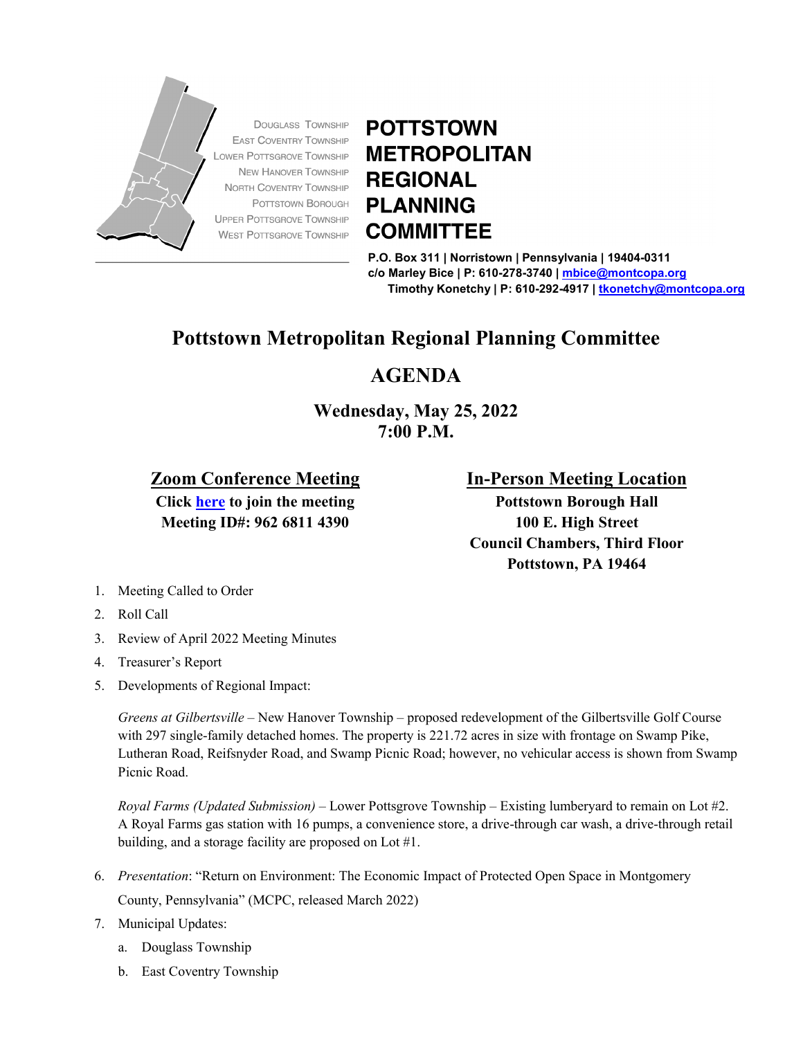Douglass Township
East Coventry Township
Lower Pottsgrove Township
New Hanover Township
North Coventry Township
Pottstown Borough
Upper Pottsgrove Township
West Pottsgrove Township

**POTTSTOWN METROPOLITAN REGIONAL PLANNING COMMITTEE**

**P.O. Box 311 | Norristown | Pennsylvania | 19404-0311**
**c/o Marley Bice | P: 610-278-3740 | mbice@montcopa.org**
**Timothy Konetchy | P: 610-292-4917 | tkonetchy@montcopa.org**

# Pottstown Metropolitan Regional Planning Committee

## AGENDA

**Wednesday, May 25, 2022**
**7:00 P.M.**

| **Zoom Conference Meeting** | **In-Person Meeting Location** |
|---|---|
| **Click here to join the meeting** | **Pottstown Borough Hall** |
| **Meeting ID#: 962 6811 4390** | **100 E. High Street** |
| | **Council Chambers, Third Floor** |
| | **Pottstown, PA 19464** |

1. Meeting Called to Order
2. Roll Call
3. Review of April 2022 Meeting Minutes
4. Treasurer's Report
5. Developments of Regional Impact:

   *Greens at Gilbertsville* – New Hanover Township – proposed redevelopment of the Gilbertsville Golf Course with 297 single-family detached homes. The property is 221.72 acres in size with frontage on Swamp Pike, Lutheran Road, Reifsnyder Road, and Swamp Picnic Road; however, no vehicular access is shown from Swamp Picnic Road.

   *Royal Farms (Updated Submission)* – Lower Pottsgrove Township – Existing lumberyard to remain on Lot #2. A Royal Farms gas station with 16 pumps, a convenience store, a drive-through car wash, a drive-through retail building, and a storage facility are proposed on Lot #1.

6. *Presentation*: "Return on Environment: The Economic Impact of Protected Open Space in Montgomery County, Pennsylvania" (MCPC, released March 2022)
7. Municipal Updates:
   a. Douglass Township
   b. East Coventry Township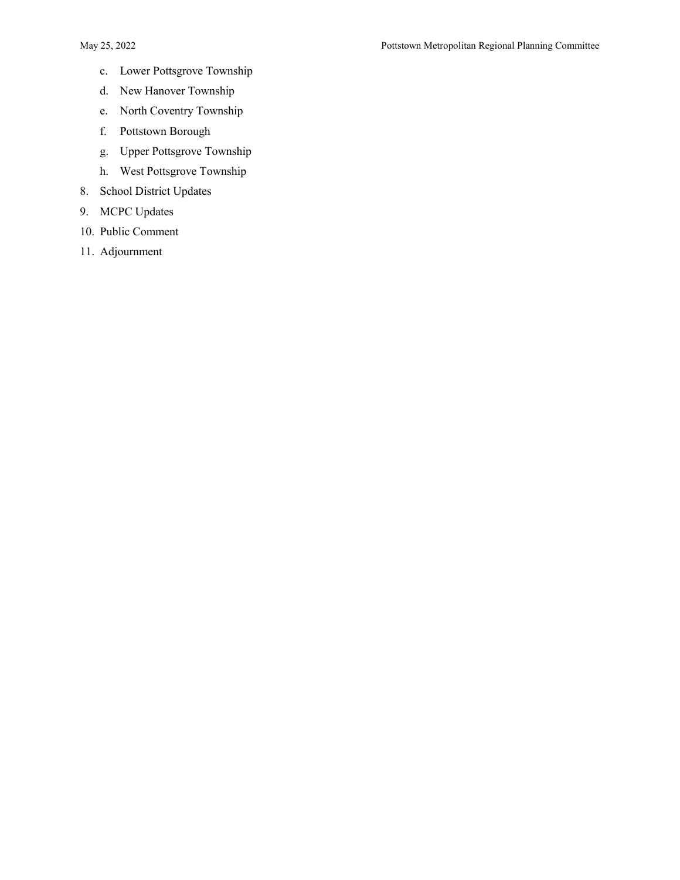c. Lower Pottsgrove Township
   d. New Hanover Township
   e. North Coventry Township
   f. Pottstown Borough
   g. Upper Pottsgrove Township
   h. West Pottsgrove Township
8. School District Updates
9. MCPC Updates
10. Public Comment
11. Adjournment